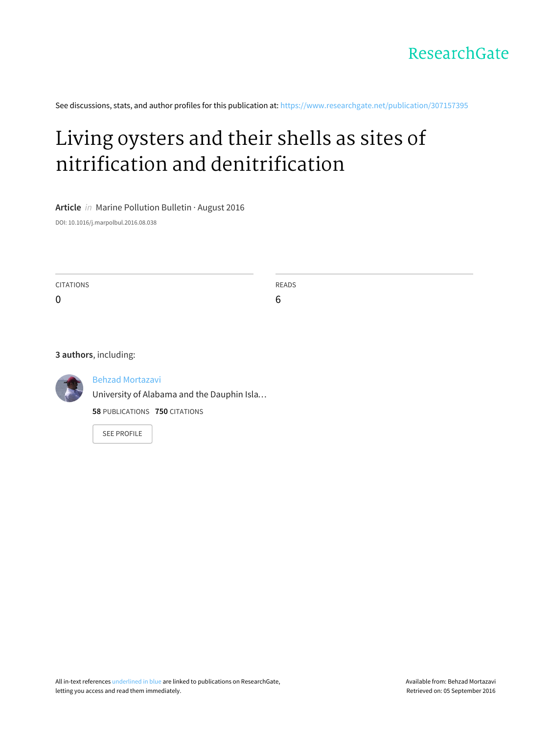ResearchGate

See discussions, stats, and author profiles for this publication at: https://www.researchgate.net/publication/307157395

# Living oysters and their shells as sites of nitrification and denitrification

**Article** *in* Marine Pollution Bulletin · August 2016

DOI: 10.1016/j.marpolbul.2016.08.038

| CITATIONS | READS |
| --- | --- |
| 0 | 6 |

**3 authors**, including:

Behzad Mortazavi
University of Alabama and the Dauphin Isla…
**58** PUBLICATIONS **750** CITATIONS

SEE PROFILE

All in-text references underlined in blue are linked to publications on ResearchGate, letting you access and read them immediately.

Available from: Behzad Mortazavi
Retrieved on: 05 September 2016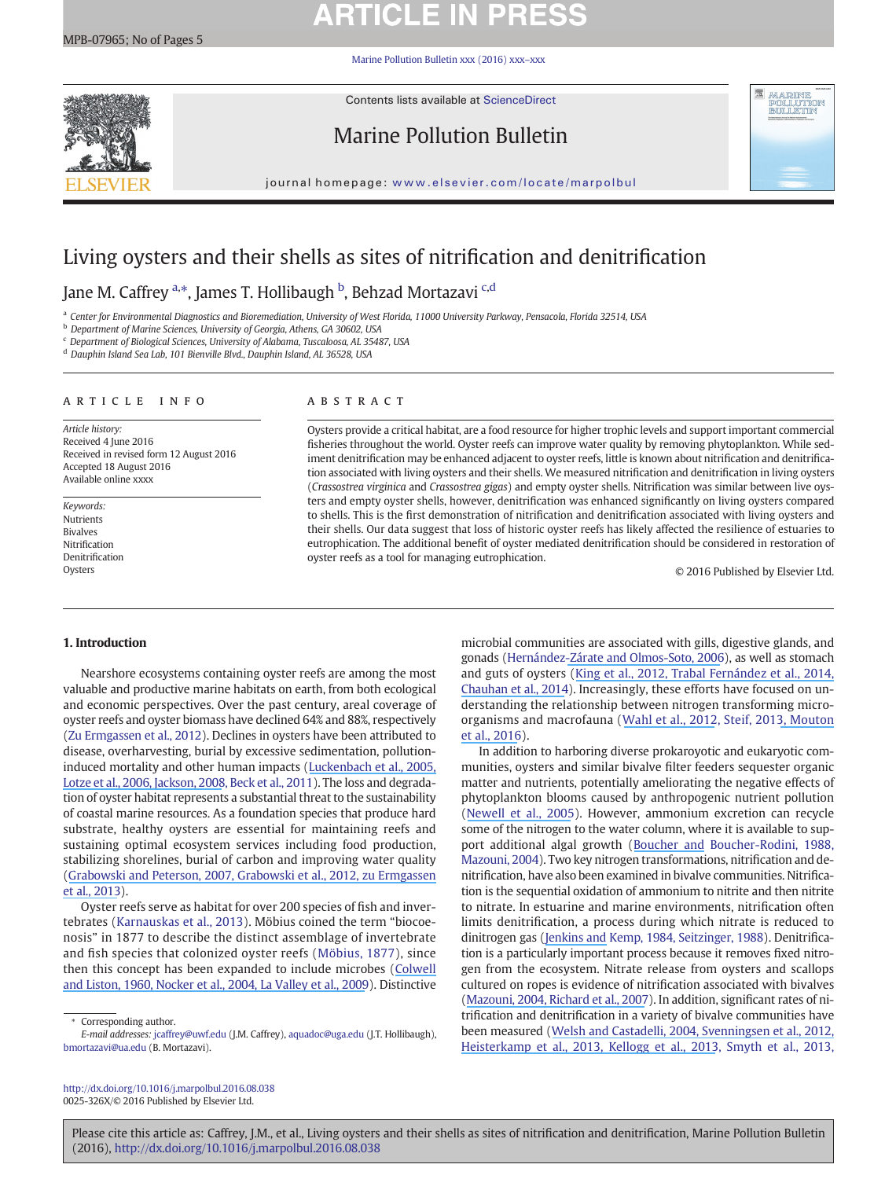# Living oysters and their shells as sites of nitrification and denitrification

Jane M. Caffrey [a,*], James T. Hollibaugh [b], Behzad Mortazavi [c,d]

[a] Center for Environmental Diagnostics and Bioremediation, University of West Florida, 11000 University Parkway, Pensacola, Florida 32514, USA
[b] Department of Marine Sciences, University of Georgia, Athens, GA 30602, USA
[c] Department of Biological Sciences, University of Alabama, Tuscaloosa, AL 35487, USA
[d] Dauphin Island Sea Lab, 101 Bienville Blvd., Dauphin Island, AL 36528, USA

## ARTICLE INFO

*Article history:*
Received 4 June 2016
Received in revised form 12 August 2016
Accepted 18 August 2016
Available online xxxx

*Keywords:*
Nutrients
Bivalves
Nitrification
Denitrification
Oysters

## ABSTRACT

Oysters provide a critical habitat, are a food resource for higher trophic levels and support important commercial fisheries throughout the world. Oyster reefs can improve water quality by removing phytoplankton. While sediment denitrification may be enhanced adjacent to oyster reefs, little is known about nitrification and denitrification associated with living oysters and their shells. We measured nitrification and denitrification in living oysters (*Crassostrea virginica* and *Crassostrea gigas*) and empty oyster shells. Nitrification was similar between live oysters and empty oyster shells, however, denitrification was enhanced significantly on living oysters compared to shells. This is the first demonstration of nitrification and denitrification associated with living oysters and their shells. Our data suggest that loss of historic oyster reefs has likely affected the resilience of estuaries to eutrophication. The additional benefit of oyster mediated denitrification should be considered in restoration of oyster reefs as a tool for managing eutrophication.

© 2016 Published by Elsevier Ltd.

## 1. Introduction

Nearshore ecosystems containing oyster reefs are among the most valuable and productive marine habitats on earth, from both ecological and economic perspectives. Over the past century, areal coverage of oyster reefs and oyster biomass have declined 64% and 88%, respectively (Zu Ermgassen et al., 2012). Declines in oysters have been attributed to disease, overharvesting, burial by excessive sedimentation, pollution-induced mortality and other human impacts (Luckenbach et al., 2005, Lotze et al., 2006, Jackson, 2008, Beck et al., 2011). The loss and degradation of oyster habitat represents a substantial threat to the sustainability of coastal marine resources. As a foundation species that produce hard substrate, healthy oysters are essential for maintaining reefs and sustaining optimal ecosystem services including food production, stabilizing shorelines, burial of carbon and improving water quality (Grabowski and Peterson, 2007, Grabowski et al., 2012, zu Ermgassen et al., 2013).

Oyster reefs serve as habitat for over 200 species of fish and invertebrates (Karnauskas et al., 2013). Möbius coined the term "biocoenosis" in 1877 to describe the distinct assemblage of invertebrate and fish species that colonized oyster reefs (Möbius, 1877), since then this concept has been expanded to include microbes (Colwell and Liston, 1960, Nocker et al., 2004, La Valley et al., 2009). Distinctive microbial communities are associated with gills, digestive glands, and gonads (Hernández-Zárate and Olmos-Soto, 2006), as well as stomach and guts of oysters (King et al., 2012, Trabal Fernández et al., 2014, Chauhan et al., 2014). Increasingly, these efforts have focused on understanding the relationship between nitrogen transforming microorganisms and macrofauna (Wahl et al., 2012, Steif, 2013, Mouton et al., 2016).

In addition to harboring diverse prokaroyotic and eukaryotic communities, oysters and similar bivalve filter feeders sequester organic matter and nutrients, potentially ameliorating the negative effects of phytoplankton blooms caused by anthropogenic nutrient pollution (Newell et al., 2005). However, ammonium excretion can recycle some of the nitrogen to the water column, where it is available to support additional algal growth (Boucher and Boucher-Rodini, 1988, Mazouni, 2004). Two key nitrogen transformations, nitrification and denitrification, have also been examined in bivalve communities. Nitrification is the sequential oxidation of ammonium to nitrite and then nitrite to nitrate. In estuarine and marine environments, nitrification often limits denitrification, a process during which nitrate is reduced to dinitrogen gas (Jenkins and Kemp, 1984, Seitzinger, 1988). Denitrification is a particularly important process because it removes fixed nitrogen from the ecosystem. Nitrate release from oysters and scallops cultured on ropes is evidence of nitrification associated with bivalves (Mazouni, 2004, Richard et al., 2007). In addition, significant rates of nitrification and denitrification in a variety of bivalve communities have been measured (Welsh and Castadelli, 2004, Svenningsen et al., 2012, Heisterkamp et al., 2013, Kellogg et al., 2013, Smyth et al., 2013,

* Corresponding author.
*E-mail addresses:* jcaffrey@uwf.edu (J.M. Caffrey), aquadoc@uga.edu (J.T. Hollibaugh), bmortazavi@ua.edu (B. Mortazavi).

http://dx.doi.org/10.1016/j.marpolbul.2016.08.038
0025-326X/© 2016 Published by Elsevier Ltd.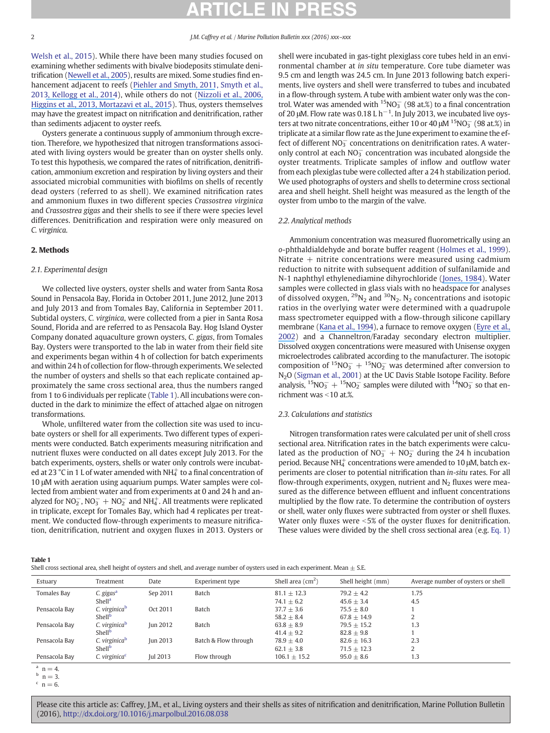Welsh et al., 2015). While there have been many studies focused on examining whether sediments with bivalve biodeposits stimulate denitrification (Newell et al., 2005), results are mixed. Some studies find enhancement adjacent to reefs (Piehler and Smyth, 2011, Smyth et al., 2013, Kellogg et al., 2014), while others do not (Nizzoli et al., 2006, Higgins et al., 2013, Mortazavi et al., 2015). Thus, oysters themselves may have the greatest impact on nitrification and denitrification, rather than sediments adjacent to oyster reefs.

Oysters generate a continuous supply of ammonium through excretion. Therefore, we hypothesized that nitrogen transformations associated with living oysters would be greater than on oyster shells only. To test this hypothesis, we compared the rates of nitrification, denitrification, ammonium excretion and respiration by living oysters and their associated microbial communities with biofilms on shells of recently dead oysters (referred to as shell). We examined nitrification rates and ammonium fluxes in two different species *Crassostrea virginica* and *Crassostrea gigas* and their shells to see if there were species level differences. Denitrification and respiration were only measured on *C. virginica*.

## 2. Methods

### 2.1. Experimental design

We collected live oysters, oyster shells and water from Santa Rosa Sound in Pensacola Bay, Florida in October 2011, June 2012, June 2013 and July 2013 and from Tomales Bay, California in September 2011. Subtidal oysters, *C. virginica*, were collected from a pier in Santa Rosa Sound, Florida and are referred to as Pensacola Bay. Hog Island Oyster Company donated aquaculture grown oysters, *C. gigas*, from Tomales Bay. Oysters were transported to the lab in water from their field site and experiments began within 4 h of collection for batch experiments and within 24 h of collection for flow-through experiments. We selected the number of oysters and shells so that each replicate contained approximately the same cross sectional area, thus the numbers ranged from 1 to 6 individuals per replicate (Table 1). All incubations were conducted in the dark to minimize the effect of attached algae on nitrogen transformations.

Whole, unfiltered water from the collection site was used to incubate oysters or shell for all experiments. Two different types of experiments were conducted. Batch experiments measuring nitrification and nutrient fluxes were conducted on all dates except July 2013. For the batch experiments, oysters, shells or water only controls were incubated at 23 °C in 1 L of water amended with $NH_4^+$ to a final concentration of 10 μM with aeration using aquarium pumps. Water samples were collected from ambient water and from experiments at 0 and 24 h and analyzed for $NO_2^-$, $NO_3^- + NO_2^-$ and $NH_4^+$. All treatments were replicated in triplicate, except for Tomales Bay, which had 4 replicates per treatment. We conducted flow-through experiments to measure nitrification, denitrification, nutrient and oxygen fluxes in 2013. Oysters or shell were incubated in gas-tight plexiglass core tubes held in an environmental chamber at *in situ* temperature. Core tube diameter was 9.5 cm and length was 24.5 cm. In June 2013 following batch experiments, live oysters and shell were transferred to tubes and incubated in a flow-through system. A tube with ambient water only was the control. Water was amended with $^{15}NO_3^-$ (98 at.%) to a final concentration of 20 μM. Flow rate was 0.18 L $h^{-1}$. In July 2013, we incubated live oysters at two nitrate concentrations, either 10 or 40 μM $^{15}NO_3^-$ (98 at.%) in triplicate at a similar flow rate as the June experiment to examine the effect of different $NO_3^-$ concentrations on denitrification rates. A water-only control at each $NO_3^-$ concentration was incubated alongside the oyster treatments. Triplicate samples of inflow and outflow water from each plexiglas tube were collected after a 24 h stabilization period. We used photographs of oysters and shells to determine cross sectional area and shell height. Shell height was measured as the length of the oyster from umbo to the margin of the valve.

### 2.2. Analytical methods

Ammonium concentration was measured fluorometrically using an *o*-phthaldialdehyde and borate buffer reagent (Holmes et al., 1999). Nitrate + nitrite concentrations were measured using cadmium reduction to nitrite with subsequent addition of sulfanilamide and N-1 naphthyl ethylenediamine dihydrochloride (Jones, 1984). Water samples were collected in glass vials with no headspace for analyses of dissolved oxygen, $^{29}N_2$ and $^{30}N_2$. $N_2$ concentrations and isotopic ratios in the overlying water were determined with a quadrupole mass spectrometer equipped with a flow-through silicone capillary membrane (Kana et al., 1994), a furnace to remove oxygen (Eyre et al., 2002) and a Channeltron/Faraday secondary electron multiplier. Dissolved oxygen concentrations were measured with Unisense oxygen microelectrodes calibrated according to the manufacturer. The isotopic composition of $^{15}NO_3^- + {}^{15}NO_2^-$ was determined after conversion to $N_2O$ (Sigman et al., 2001) at the UC Davis Stable Isotope Facility. Before analysis, $^{15}NO_3^- + {}^{15}NO_2^-$ samples were diluted with $^{14}NO_3^-$ so that enrichment was <10 at.%.

### 2.3. Calculations and statistics

Nitrogen transformation rates were calculated per unit of shell cross sectional area. Nitrification rates in the batch experiments were calculated as the production of $NO_3^- + NO_2^-$ during the 24 h incubation period. Because $NH_4^+$ concentrations were amended to 10 μM, batch experiments are closer to potential nitrification than *in-situ* rates. For all flow-through experiments, oxygen, nutrient and $N_2$ fluxes were measured as the difference between effluent and influent concentrations multiplied by the flow rate. To determine the contribution of oysters or shell, water only fluxes were subtracted from oyster or shell fluxes. Water only fluxes were <5% of the oyster fluxes for denitrification. These values were divided by the shell cross sectional area (e.g. Eq. 1)

**Table 1**
Shell cross sectional area, shell height of oysters and shell, and average number of oysters used in each experiment. Mean ± S.E.

| Estuary | Treatment | Date | Experiment type | Shell area ($cm^2$) | Shell height (mm) | Average number of oysters or shell |
|---|---|---|---|---|---|---|
| Tomales Bay | *C. gigas*[a] | Sep 2011 | Batch | 81.1 ± 12.3 | 79.2 ± 4.2 | 1.75 |
| | Shell[a] | | | 74.1 ± 6.2 | 45.6 ± 3.4 | 4.5 |
| Pensacola Bay | *C. virginica*[b] | Oct 2011 | Batch | 37.7 ± 3.6 | 75.5 ± 8.0 | 1 |
| | Shell[b] | | | 58.2 ± 8.4 | 67.8 ± 14.9 | 2 |
| Pensacola Bay | *C. virginica*[b] | Jun 2012 | Batch | 63.8 ± 8.9 | 79.5 ± 15.2 | 1.3 |
| | Shell[b] | | | 41.4 ± 9.2 | 82.8 ± 9.8 | 1 |
| Pensacola Bay | *C. virginica*[b] | Jun 2013 | Batch & Flow through | 78.9 ± 4.0 | 82.6 ± 16.3 | 2.3 |
| | Shell[b] | | | 62.1 ± 3.8 | 71.5 ± 12.3 | 2 |
| Pensacola Bay | *C. virginica*[c] | Jul 2013 | Flow through | 106.1 ± 15.2 | 95.0 ± 8.6 | 1.3 |

[a] n = 4.
[b] n = 3.
[c] n = 6.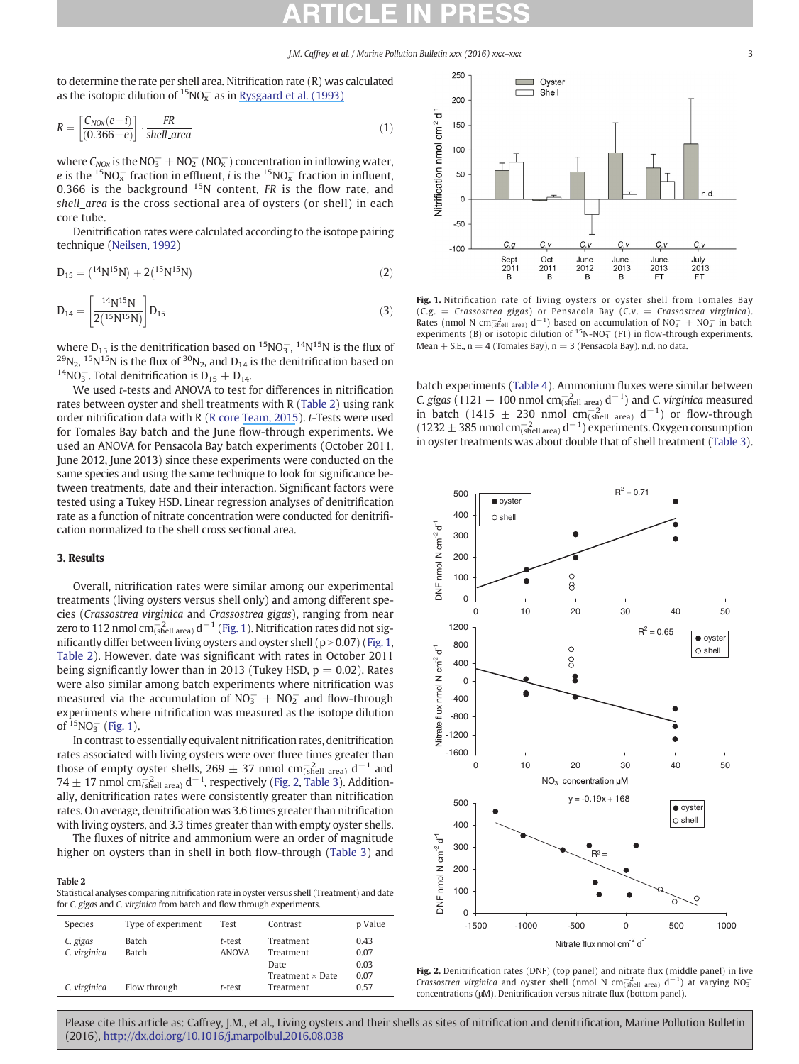to determine the rate per shell area. Nitrification rate (R) was calculated as the isotopic dilution of $^{15}NO_x^-$ as in Rysgaard et al. (1993)

$$R = \left[\frac{C_{NOx}(e-i)}{(0.366-e)}\right] \cdot \frac{FR}{shell\_area} \quad (1)$$

where $C_{NOx}$ is the $NO_3^- + NO_2^-$ ($NO_x^-$) concentration in inflowing water, $e$ is the $^{15}NO_x^-$ fraction in effluent, $i$ is the $^{15}NO_x^-$ fraction in influent, 0.366 is the background $^{15}N$ content, $FR$ is the flow rate, and $shell\_area$ is the cross sectional area of oysters (or shell) in each core tube.

Denitrification rates were calculated according to the isotope pairing technique (Neilsen, 1992)

$$D_{15} = (^{14}N^{15}N) + 2(^{15}N^{15}N) \quad (2)$$

$$D_{14} = \left[\frac{^{14}N^{15}N}{2(^{15}N^{15}N)}\right] D_{15} \quad (3)$$

where $D_{15}$ is the denitrification based on $^{15}NO_3^-$, $^{14}N^{15}N$ is the flux of $^{29}N_2$, $^{15}N^{15}N$ is the flux of $^{30}N_2$, and $D_{14}$ is the denitrification based on $^{14}NO_3^-$. Total denitrification is $D_{15} + D_{14}$.

We used *t*-tests and ANOVA to test for differences in nitrification rates between oyster and shell treatments with R (Table 2) using rank order nitrification data with R (R core Team, 2015). *t*-Tests were used for Tomales Bay batch and the June flow-through experiments. We used an ANOVA for Pensacola Bay batch experiments (October 2011, June 2012, June 2013) since these experiments were conducted on the same species and using the same technique to look for significance between treatments, date and their interaction. Significant factors were tested using a Tukey HSD. Linear regression analyses of denitrification rate as a function of nitrate concentration were conducted for denitrification normalized to the shell cross sectional area.

## 3. Results

Overall, nitrification rates were similar among our experimental treatments (living oysters versus shell only) and among different species (*Crassostrea virginica* and *Crassostrea gigas*), ranging from near zero to 112 nmol $cm^{-2}_{(shell\ area)}$ $d^{-1}$ (Fig. 1). Nitrification rates did not significantly differ between living oysters and oyster shell ($p > 0.07$) (Fig. 1, Table 2). However, date was significant with rates in October 2011 being significantly lower than in 2013 (Tukey HSD, $p = 0.02$). Rates were also similar among batch experiments where nitrification was measured via the accumulation of $NO_3^- + NO_2^-$ and flow-through experiments where nitrification was measured as the isotope dilution of $^{15}NO_3^-$ (Fig. 1).

In contrast to essentially equivalent nitrification rates, denitrification rates associated with living oysters were over three times greater than those of empty oyster shells, 269 ± 37 nmol $cm^{-2}_{(shell\ area)}$ $d^{-1}$ and 74 ± 17 nmol $cm^{-2}_{(shell\ area)}$ $d^{-1}$, respectively (Fig. 2, Table 3). Additionally, denitrification rates were consistently greater than nitrification rates. On average, denitrification was 3.6 times greater than nitrification with living oysters, and 3.3 times greater than with empty oyster shells.

The fluxes of nitrite and ammonium were an order of magnitude higher on oysters than in shell in both flow-through (Table 3) and batch experiments (Table 4). Ammonium fluxes were similar between *C. gigas* (1121 ± 100 nmol $cm^{-2}_{(shell\ area)}$ $d^{-1}$) and *C. virginica* measured in batch (1415 ± 230 nmol $cm^{-2}_{(shell\ area)}$ $d^{-1}$) or flow-through (1232 ± 385 nmol $cm^{-2}_{(shell\ area)}$ $d^{-1}$) experiments. Oxygen consumption in oyster treatments was about double that of shell treatment (Table 3).

**Table 2**
Statistical analyses comparing nitrification rate in oyster versus shell (Treatment) and date for *C. gigas* and *C. virginica* from batch and flow through experiments.

| Species | Type of experiment | Test | Contrast | p Value |
|---|---|---|---|---|
| *C. gigas* | Batch | *t*-test | Treatment | 0.43 |
| *C. virginica* | Batch | ANOVA | Treatment | 0.07 |
| | | | Date | 0.03 |
| | | | Treatment × Date | 0.07 |
| *C. virginica* | Flow through | *t*-test | Treatment | 0.57 |

**Fig. 1.** Nitrification rate of living oysters or oyster shell from Tomales Bay (C.g. = *Crassostrea gigas*) or Pensacola Bay (C.v. = *Crassostrea virginica*). Rates (nmol N $cm^{-2}_{(shell\ area)}$ $d^{-1}$) based on accumulation of $NO_3^- + NO_2^-$ in batch experiments (B) or isotopic dilution of $^{15}N$-$NO_3^-$ (FT) in flow-through experiments. Mean + S.E., n = 4 (Tomales Bay), n = 3 (Pensacola Bay). n.d. no data.

**Fig. 2.** Denitrification rates (DNF) (top panel) and nitrate flux (middle panel) in live *Crassostrea virginica* and oyster shell (nmol N $cm^{-2}_{(shell\ area)}$ $d^{-1}$) at varying $NO_3^-$ concentrations (μM). Denitrification versus nitrate flux (bottom panel).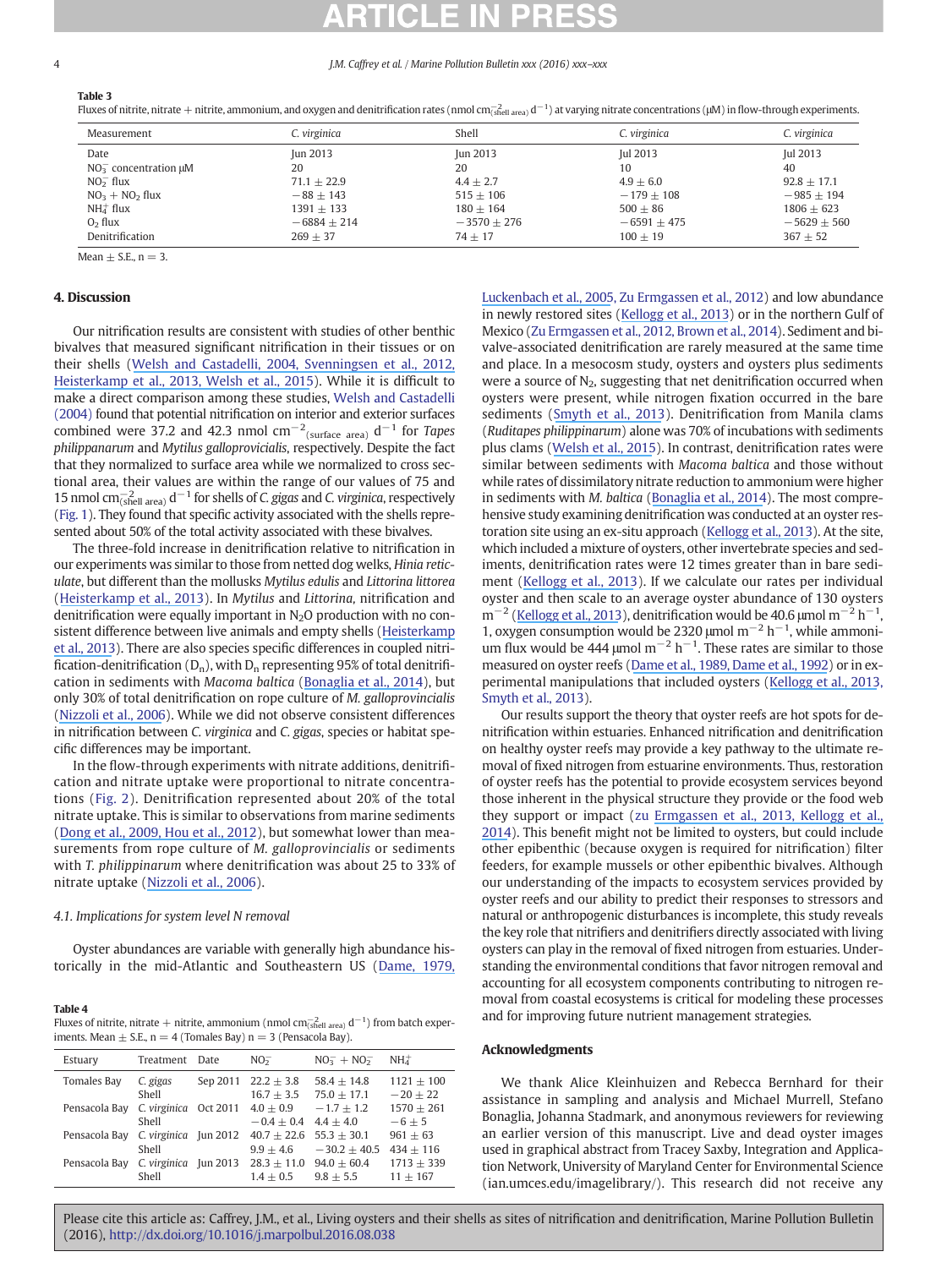**Table 3**
Fluxes of nitrite, nitrate + nitrite, ammonium, and oxygen and denitrification rates (nmol $cm^{-2}_{(shell\ area)}$ $d^{-1}$) at varying nitrate concentrations (μM) in flow-through experiments.

| Measurement | *C. virginica* | Shell | *C. virginica* | *C. virginica* |
|---|---|---|---|---|
| Date | Jun 2013 | Jun 2013 | Jul 2013 | Jul 2013 |
| $NO_3^-$ concentration μM | 20 | 20 | 10 | 40 |
| $NO_2^-$ flux | 71.1 ± 22.9 | 4.4 ± 2.7 | 4.9 ± 6.0 | 92.8 ± 17.1 |
| $NO_3 + NO_2$ flux | −88 ± 143 | 515 ± 106 | −179 ± 108 | −985 ± 194 |
| $NH_4^+$ flux | 1391 ± 133 | 180 ± 164 | 500 ± 86 | 1806 ± 623 |
| $O_2$ flux | −6884 ± 214 | −3570 ± 276 | −6591 ± 475 | −5629 ± 560 |
| Denitrification | 269 ± 37 | 74 ± 17 | 100 ± 19 | 367 ± 52 |

Mean ± S.E., n = 3.

## 4. Discussion

Our nitrification results are consistent with studies of other benthic bivalves that measured significant nitrification in their tissues or on their shells (Welsh and Castadelli, 2004, Svenningsen et al., 2012, Heisterkamp et al., 2013, Welsh et al., 2015). While it is difficult to make a direct comparison among these studies, Welsh and Castadelli (2004) found that potential nitrification on interior and exterior surfaces combined were 37.2 and 42.3 nmol $cm^{-2}_{(surface\ area)}$ $d^{-1}$ for *Tapes philippanarum* and *Mytilus galloprovicialis*, respectively. Despite the fact that they normalized to surface area while we normalized to cross sectional area, their values are within the range of our values of 75 and 15 nmol $cm^{-2}_{(shell\ area)}$ $d^{-1}$ for shells of *C. gigas* and *C. virginica*, respectively (Fig. 1). They found that specific activity associated with the shells represented about 50% of the total activity associated with these bivalves.

The three-fold increase in denitrification relative to nitrification in our experiments was similar to those from netted dog welks, *Hinia reticulate*, but different than the mollusks *Mytilus edulis* and *Littorina littorea* (Heisterkamp et al., 2013). In *Mytilus* and *Littorina*, nitrification and denitrification were equally important in $N_2O$ production with no consistent difference between live animals and empty shells (Heisterkamp et al., 2013). There are also species specific differences in coupled nitrification-denitrification ($D_n$), with $D_n$ representing 95% of total denitrification in sediments with *Macoma baltica* (Bonaglia et al., 2014), but only 30% of total denitrification on rope culture of *M. galloprovincialis* (Nizzoli et al., 2006). While we did not observe consistent differences in nitrification between *C. virginica* and *C. gigas*, species or habitat specific differences may be important.

In the flow-through experiments with nitrate additions, denitrification and nitrate uptake were proportional to nitrate concentrations (Fig. 2). Denitrification represented about 20% of the total nitrate uptake. This is similar to observations from marine sediments (Dong et al., 2009, Hou et al., 2012), but somewhat lower than measurements from rope culture of *M. galloprovincialis* or sediments with *T. philippinarum* where denitrification was about 25 to 33% of nitrate uptake (Nizzoli et al., 2006).

### 4.1. Implications for system level N removal

Oyster abundances are variable with generally high abundance historically in the mid-Atlantic and Southeastern US (Dame, 1979, Luckenbach et al., 2005, Zu Ermgassen et al., 2012) and low abundance in newly restored sites (Kellogg et al., 2013) or in the northern Gulf of Mexico (Zu Ermgassen et al., 2012, Brown et al., 2014). Sediment and bivalve-associated denitrification are rarely measured at the same time and place. In a mesocosm study, oysters and oysters plus sediments were a source of $N_2$, suggesting that net denitrification occurred when oysters were present, while nitrogen fixation occurred in the bare sediments (Smyth et al., 2013). Denitrification from Manila clams (*Ruditapes philippinarum*) alone was 70% of incubations with sediments plus clams (Welsh et al., 2015). In contrast, denitrification rates were similar between sediments with *Macoma baltica* and those without while rates of dissimilatory nitrate reduction to ammonium were higher in sediments with *M. baltica* (Bonaglia et al., 2014). The most comprehensive study examining denitrification was conducted at an oyster restoration site using an ex-situ approach (Kellogg et al., 2013). At the site, which included a mixture of oysters, other invertebrate species and sediments, denitrification rates were 12 times greater than in bare sediment (Kellogg et al., 2013). If we calculate our rates per individual oyster and then scale to an average oyster abundance of 130 oysters $m^{-2}$ (Kellogg et al., 2013), denitrification would be 40.6 μmol $m^{-2}$ $h^{-1}$, 1, oxygen consumption would be 2320 μmol $m^{-2}$ $h^{-1}$, while ammonium flux would be 444 μmol $m^{-2}$ $h^{-1}$. These rates are similar to those measured on oyster reefs (Dame et al., 1989, Dame et al., 1992) or in experimental manipulations that included oysters (Kellogg et al., 2013, Smyth et al., 2013).

Our results support the theory that oyster reefs are hot spots for denitrification within estuaries. Enhanced nitrification and denitrification on healthy oyster reefs may provide a key pathway to the ultimate removal of fixed nitrogen from estuarine environments. Thus, restoration of oyster reefs has the potential to provide ecosystem services beyond those inherent in the physical structure they provide or the food web they support or impact (zu Ermgassen et al., 2013, Kellogg et al., 2014). This benefit might not be limited to oysters, but could include other epibenthic (because oxygen is required for nitrification) filter feeders, for example mussels or other epibenthic bivalves. Although our understanding of the impacts to ecosystem services provided by oyster reefs and our ability to predict their responses to stressors and natural or anthropogenic disturbances is incomplete, this study reveals the key role that nitrifiers and denitrifiers directly associated with living oysters can play in the removal of fixed nitrogen from estuaries. Understanding the environmental conditions that favor nitrogen removal and accounting for all ecosystem components contributing to nitrogen removal from coastal ecosystems is critical for modeling these processes and for improving future nutrient management strategies.

**Table 4**
Fluxes of nitrite, nitrate + nitrite, ammonium (nmol $cm^{-2}_{(shell\ area)}$ $d^{-1}$) from batch experiments. Mean ± S.E., n = 4 (Tomales Bay) n = 3 (Pensacola Bay).

| Estuary | Treatment | Date | $NO_2^-$ | $NO_3^- + NO_2^-$ | $NH_4^+$ |
|---|---|---|---|---|---|
| Tomales Bay | *C. gigas* | Sep 2011 | 22.2 ± 3.8 | 58.4 ± 14.8 | 1121 ± 100 |
| | Shell | | 16.7 ± 3.5 | 75.0 ± 17.1 | −20 ± 22 |
| Pensacola Bay | *C. virginica* | Oct 2011 | 4.0 ± 0.9 | −1.7 ± 1.2 | 1570 ± 261 |
| | Shell | | −0.4 ± 0.4 | 4.4 ± 4.0 | −6 ± 5 |
| Pensacola Bay | *C. virginica* | Jun 2012 | 40.7 ± 22.6 | 55.3 ± 30.1 | 961 ± 63 |
| | Shell | | 9.9 ± 4.6 | −30.2 ± 40.5 | 434 ± 116 |
| Pensacola Bay | *C. virginica* | Jun 2013 | 28.3 ± 11.0 | 94.0 ± 60.4 | 1713 ± 339 |
| | Shell | | 1.4 ± 0.5 | 9.8 ± 5.5 | 11 ± 167 |

## Acknowledgments

We thank Alice Kleinhuizen and Rebecca Bernhard for their assistance in sampling and analysis and Michael Murrell, Stefano Bonaglia, Johanna Stadmark, and anonymous reviewers for reviewing an earlier version of this manuscript. Live and dead oyster images used in graphical abstract from Tracey Saxby, Integration and Application Network, University of Maryland Center for Environmental Science (ian.umces.edu/imagelibrary/). This research did not receive any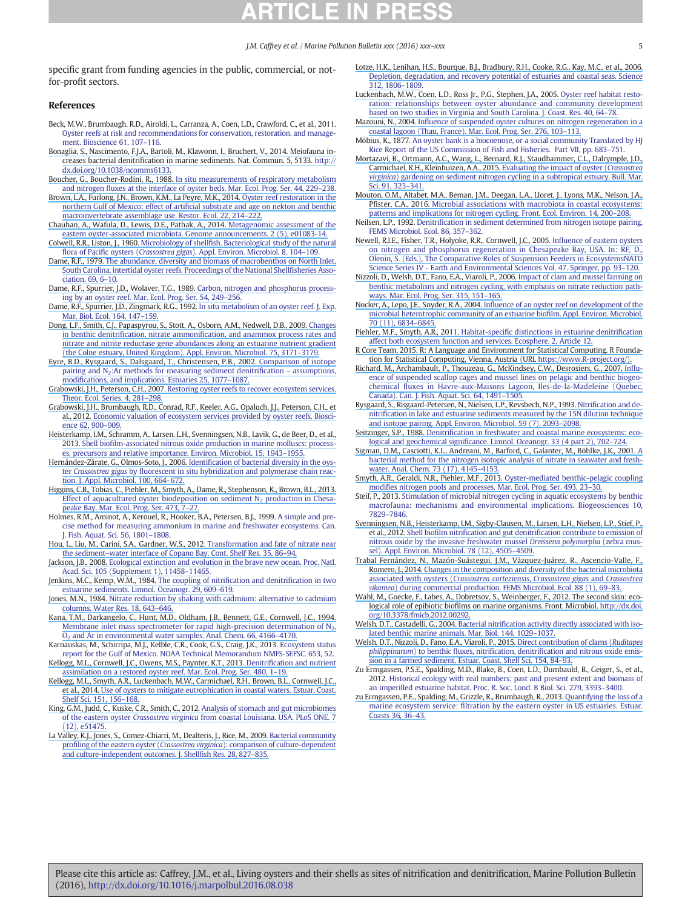specific grant from funding agencies in the public, commercial, or not-for-profit sectors.

## References

Beck, M.W., Brumbaugh, R.D., Airoldi, L., Carranza, A., Coen, L.D., Crawford, C., et al., 2011. Oyster reefs at risk and recommendations for conservation, restoration, and management. Bioscience 61, 107–116.

Bonaglia, S., Nascimento, F.J.A., Bartoli, M., Klawonn, I., Bruchert, V., 2014. Meiofauna increases bacterial denitrification in marine sediments. Nat. Commun. 5, 5133. http://dx.doi.org/10.1038/ncomms6133.

Boucher, G., Boucher-Rodini, R., 1988. In situ measurements of respiratory metabolism and nitrogen fluxes at the interface of oyster beds. Mar. Ecol. Prog. Ser. 44, 229–238.

Brown, L.A., Furlong, J.N., Brown, K.M., La Peyre, M.K., 2014. Oyster reef restoration in the northern Gulf of Mexico: effect of artificial substrate and age on nekton and benthic macroinvertebrate assemblage use. Restor. Ecol. 22, 214–222.

Chauhan, A., Wafula, D., Lewis, D.E., Pathak, A., 2014. Metagenomic assessment of the eastern oyster-associated microbiota. Genome announcements. 2 (5), e01083-14.

Colwell, R.R., Liston, J., 1960. Microbiology of shellfish. Bacteriological study of the natural flora of Pacific oysters (*Crassostrea gigas*). Appl. Environ. Microbiol. 8, 104–109.

Dame, R.F., 1979. The abundance, diversity and biomass of macrobenthos on North Inlet, South Carolina, intertidal oyster reefs. Proceedings of the National Shellfisheries Association. 69, 6–10.

Dame, R.F., Spurrier, J.D., Wolaver, T.G., 1989. Carbon, nitrogen and phosphorus processing by an oyster reef. Mar. Ecol. Prog. Ser. 54, 249–256.

Dame, R.F., Spurrier, J.D., Zingmark, R.G., 1992. In situ metabolism of an oyster reef. J. Exp. Mar. Biol. Ecol. 164, 147–159.

Dong, L.F., Smith, C.J., Papaspyrou, S., Stott, A., Osborn, A.M., Nedwell, D.B., 2009. Changes in benthic denitrification, nitrate ammonification, and anammox process rates and nitrate and nitrite reductase gene abundances along an estuarine nutrient gradient (the Colne estuary, United Kingdom). Appl. Environ. Microbiol. 75, 3171–3179.

Eyre, B.D., Rysgaard, S., Dalsgaard, T., Christensen, P.B., 2002. Comparison of isotope pairing and $N_2$:Ar methods for measuring sediment denitrification – assumptions, modifications, and implications. Estuaries 25, 1077–1087.

Grabowski, J.H., Peterson, C.H., 2007. Restoring oyster reefs to recover ecosystem services. Theor. Ecol. Series. 4, 281–298.

Grabowski, J.H., Brumbaugh, R.D., Conrad, R.F., Keeler, A.G., Opaluch, J.J., Peterson, C.H., et al., 2012. Economic valuation of ecosystem services provided by oyster reefs. Bioscience 62, 900–909.

Heisterkamp, I.M., Schramm, A., Larsen, L.H., Svenningsen, N.B., Lavik, G., de Beer, D., et al., 2013. Shell biofilm-associated nitrous oxide production in marine molluscs: processes, precursors and relative importance. Environ. Microbiol. 15, 1943–1955.

Hernández-Zárate, G., Olmos-Soto, J., 2006. Identification of bacterial diversity in the oyster *Crassostrea gigas* by fluorescent in situ hybridization and polymerase chain reaction. J. Appl. Microbiol. 100, 664–672.

Higgins, C.B., Tobias, C., Piehler, M., Smyth, A., Dame, R., Stephenson, K., Brown, B.L., 2013. Effect of aquacultured oyster biodeposition on sediment $N_2$ production in Chesapeake Bay. Mar. Ecol. Prog. Ser. 473, 7–27.

Holmes, R.M., Aminot, A., Kerouel, R., Hooker, B.A., Petersen, B.J., 1999. A simple and precise method for measuring ammonium in marine and freshwater ecosystems. Can. J. Fish. Aquat. Sci. 56, 1801–1808.

Hou, L., Liu, M., Carini, S.A., Gardner, W.S., 2012. Transformation and fate of nitrate near the sediment–water interface of Copano Bay. Cont. Shelf Res. 35, 86–94.

Jackson, J.B., 2008. Ecological extinction and evolution in the brave new ocean. Proc. Natl. Acad. Sci. 105 (Supplement 1), 11458–11465.

Jenkins, M.C., Kemp, W.M., 1984. The coupling of nitrification and denitrification in two estuarine sediments. Limnol. Oceanogr. 29, 609–619.

Jones, M.N., 1984. Nitrate reduction by shaking with cadmium: alternative to cadmium columns. Water Res. 18, 643–646.

Kana, T.M., Darkangelo, C., Hunt, M.D., Oldham, J.B., Bennett, G.E., Cornwell, J.C., 1994. Membrane inlet mass spectrometer for rapid high-precision determination of $N_2$, $O_2$ and Ar in environmental water samples. Anal. Chem. 66, 4166–4170.

Karnauskas, M., Schirripa, M.J., Kelble, C.R., Cook, G.S., Craig, J.K., 2013. Ecosystem status report for the Gulf of Mexico. NOAA Technical Memorandum NMFS-SEFSC. 653, 52.

Kellogg, M.L., Cornwell, J.C., Owens, M.S., Paynter, K.T., 2013. Denitrification and nutrient assimilation on a restored oyster reef. Mar. Ecol. Prog. Ser. 480, 1–19.

Kellogg, M.L., Smyth, A.R., Luckenbach, M.W., Carmichael, R.H., Brown, B.L., Cornwell, J.C., et al., 2014. Use of oysters to mitigate eutrophication in coastal waters. Estuar. Coast. Shelf Sci. 151, 156–168.

King, G.M., Judd, C., Kuske, C.R., Smith, C., 2012. Analysis of stomach and gut microbiomes of the eastern oyster *Crassostrea virginica* from coastal Louisiana. USA. PLoS ONE. 7 (12), e51475.

La Valley, K.J., Jones, S., Comez-Chiarri, M., Dealteris, J., Rice, M., 2009. Bacterial community profiling of the eastern oyster (*Crassostrea virginica*): comparison of culture-dependent and culture-independent outcomes. J. Shellfish Res. 28, 827–835.

Lotze, H.K., Lenihan, H.S., Bourque, B.J., Bradbury, R.H., Cooke, R.G., Kay, M.C., et al., 2006. Depletion, degradation, and recovery potential of estuaries and coastal seas. Science 312, 1806–1809.

Luckenbach, M.W., Coen, L.D., Ross Jr., P.G., Stephen, J.A., 2005. Oyster reef habitat restoration: relationships between oyster abundance and community development based on two studies in Virginia and South Carolina. J. Coast. Res. 40, 64–78.

Mazouni, N., 2004. Influence of suspended oyster cultures on nitrogen regeneration in a coastal lagoon (Thau, France). Mar. Ecol. Prog. Ser. 276, 103–113.

Möbius, K., 1877. An oyster bank is a biocoenose, or a social community Translated by HJ Rice Report of the US Commission of Fish and Fisheries. Part VII, pp. 683–751.

Mortazavi, B., Ortmann, A.C., Wang, L., Bernard, R.J., Staudhammer, C.L., Dalrymple, J.D., Carmichael, R.H., Kleinhuizen, A.A., 2015. Evaluating the impact of oyster (*Crassostrea virginica*) gardening on sediment nitrogen cycling in a subtropical estuary. Bull. Mar. Sci. 91, 323–341.

Mouton, O.M., Altabet, M.A., Beman, J.M., Deegan, L.A., Lloret, J., Lyons, M.K., Nelson, J.A., Pfister, C.A., 2016. Microbial associations with macrobiota in coastal ecosystems: patterns and implications for nitrogen cycling. Front. Ecol. Environ. 14, 200–208.

Neilsen, L.P., 1992. Denitrification in sediment determined from nitrogen isotope pairing. FEMS Microbiol. Ecol. 86, 357–362.

Newell, R.I.E., Fisher, T.R., Holyoke, R.R., Cornwell, J.C., 2005. Influence of eastern oysters on nitrogen and phosphorus regeneration in Chesapeake Bay, USA. In: RF, D., Olenin, S. (Eds.), The Comparative Roles of Suspension Feeders in EcosystemsNATO Science Series IV - Earth and Environmental Sciences Vol. 47. Springer, pp. 93–120.

Nizzoli, D., Welsh, D.T., Fano, E.A., Viaroli, P., 2006. Impact of clam and mussel farming on benthic metabolism and nitrogen cycling, with emphasis on nitrate reduction pathways. Mar. Ecol. Prog. Ser. 315, 151–165.

Nocker, A., Lepo, J.E., Snyder, R.A., 2004. Influence of an oyster reef on development of the microbial heterotrophic community of an estuarine biofilm. Appl. Environ. Microbiol. 70 (11), 6834–6845.

Piehler, M.F., Smyth, A.R., 2011. Habitat-specific distinctions in estuarine denitrification affect both ecosystem function and services. Ecosphere. 2, Article 12.

R Core Team, 2015. R: A Language and Environment for Statistical Computing. R Foundation for Statistical Computing, Vienna, Austria (URL https://www.R-project.org/).

Richard, M., Archambault, P., Thouzeau, G., McKindsey, C.W., Desrosiers, G., 2007. Influence of suspended scallop cages and mussel lines on pelagic and benthic biogeochemical fluxes in Havre-aux-Maisons Lagoon, Iles-de-la-Madeleine (Quebec, Canada). Can. J. Fish. Aquat. Sci. 64, 1491–1505.

Rysgaard, S., Risgaard-Petersen, N., Nielsen, L.P., Revsbech, N.P., 1993. Nitrification and denitrification in lake and estuarine sediments measured by the 15N dilution technique and isotope pairing. Appl. Environ. Microbiol. 59 (7), 2093–2098.

Seitzinger, S.P., 1988. Denitrification in freshwater and coastal marine ecosystems: ecological and geochemical significance. Limnol. Oceanogr. 33 (4 part 2), 702–724.

Sigman, D.M., Casciotti, K.L., Andreani, M., Barford, C., Galanter, M., Böhlke, J.K., 2001. A bacterial method for the nitrogen isotopic analysis of nitrate in seawater and freshwater. Anal. Chem. 73 (17), 4145–4153.

Smyth, A.R., Geraldi, N.R., Piehler, M.F., 2013. Oyster-mediated benthic-pelagic coupling modifies nitrogen pools and processes. Mar. Ecol. Prog. Ser. 493, 23–30.

Steif, P., 2013. Stimulation of microbial nitrogen cycling in aquatic ecosystems by benthic macrofauna: mechanisms and environmental implications. Biogeosciences 10, 7829–7846.

Svenningsen, N.B., Heisterkamp, I.M., Sigby-Clausen, M., Larsen, L.H., Nielsen, L.P., Stief, P., et al., 2012. Shell biofilm nitrification and gut denitrification contribute to emission of nitrous oxide by the invasive freshwater mussel *Dreissena polymorpha* (zebra mussel). Appl. Environ. Microbiol. 78 (12), 4505–4509.

Trabal Fernández, N., Mazón-Suástegui, J.M., Vázquez-Juárez, R., Ascencio-Valle, F., Romero, J., 2014. Changes in the composition and diversity of the bacterial microbiota associated with oysters (*Crassostrea corteziensis*, *Crassostrea gigas* and *Crassostrea sikamea*) during commercial production. FEMS Microbiol. Ecol. 88 (1), 69–83.

Wahl, M., Goecke, F., Labes, A., Dobretsov, S., Weinberger, F., 2012. The second skin: ecological role of epibiotic biofilms on marine organisms. Front. Microbiol. http://dx.doi.org/10.3378/fmicb.2012.00292.

Welsh, D.T., Castadelli, G., 2004. Bacterial nitrification activity directly associated with isolated benthic marine animals. Mar. Biol. 144, 1029–1037.

Welsh, D.T., Nizzoli, D., Fano, E.A., Viaroli, P., 2015. Direct contribution of clams (*Ruditapes philippinarum*) to benthic fluxes, nitrification, denitrification and nitrous oxide emission in a farmed sediment. Estuar. Coast. Shelf Sci. 154, 84–93.

Zu Ermgassen, P.S.E., Spalding, M.D., Blake, B., Coen, L.D., Dumbauld, B., Geiger, S., et al., 2012. Historical ecology with real numbers: past and present extent and biomass of an imperilled estuarine habitat. Proc. R. Soc. Lond. B Biol. Sci. 279, 3393–3400.

zu Ermgassen, P.S.E., Spalding, M.D., Grizzle, R., Brumbaugh, R., 2013. Quantifying the loss of a marine ecosystem service: filtration by the eastern oyster in US estuaries. Estuar. Coasts 36, 36–43.

Please cite this article as: Caffrey, J.M., et al., Living oysters and their shells as sites of nitrification and denitrification, Marine Pollution Bulletin (2016), http://dx.doi.org/10.1016/j.marpolbul.2016.08.038